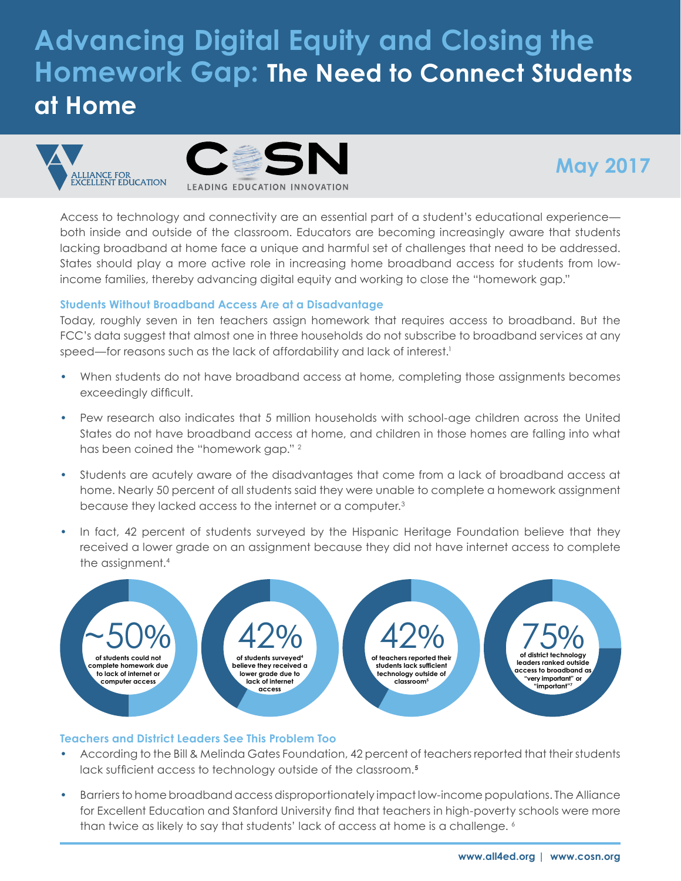# Advancing Digital Equity and Closing the Homework Gap: The Need to Connect Students at Home

ALLIANCE FOR EXCELLENT EDUCATION

COSN LEADING EDUCATION INNOVATION

May 2017

Access to technology and connectivity are an essential part of a student's educational experience—both inside and outside of the classroom. Educators are becoming increasingly aware that students lacking broadband at home face a unique and harmful set of challenges that need to be addressed. States should play a more active role in increasing home broadband access for students from low-income families, thereby advancing digital equity and working to close the "homework gap."

### Students Without Broadband Access Are at a Disadvantage

Today, roughly seven in ten teachers assign homework that requires access to broadband. But the FCC's data suggest that almost one in three households do not subscribe to broadband services at any speed—for reasons such as the lack of affordability and lack of interest.[1]

- When students do not have broadband access at home, completing those assignments becomes exceedingly difficult.
- Pew research also indicates that 5 million households with school-age children across the United States do not have broadband access at home, and children in those homes are falling into what has been coined the "homework gap." [2]
- Students are acutely aware of the disadvantages that come from a lack of broadband access at home. Nearly 50 percent of all students said they were unable to complete a homework assignment because they lacked access to the internet or a computer.[3]
- In fact, 42 percent of students surveyed by the Hispanic Heritage Foundation believe that they received a lower grade on an assignment because they did not have internet access to complete the assignment.[4]

**~50%** of students could not complete homework due to lack of internet or computer access

**42%** of students surveyed[4] believe they received a lower grade due to lack of internet access

**42%** of teachers reported their students lack sufficient technology outside of classroom[5]

**75%** of district technology leaders ranked outside access to broadband as "very important" or "important"[7]

### Teachers and District Leaders See This Problem Too

- According to the Bill & Melinda Gates Foundation, 42 percent of teachers reported that their students lack sufficient access to technology outside of the classroom.[5]
- Barriers to home broadband access disproportionately impact low-income populations. The Alliance for Excellent Education and Stanford University find that teachers in high-poverty schools were more than twice as likely to say that students' lack of access at home is a challenge. [6]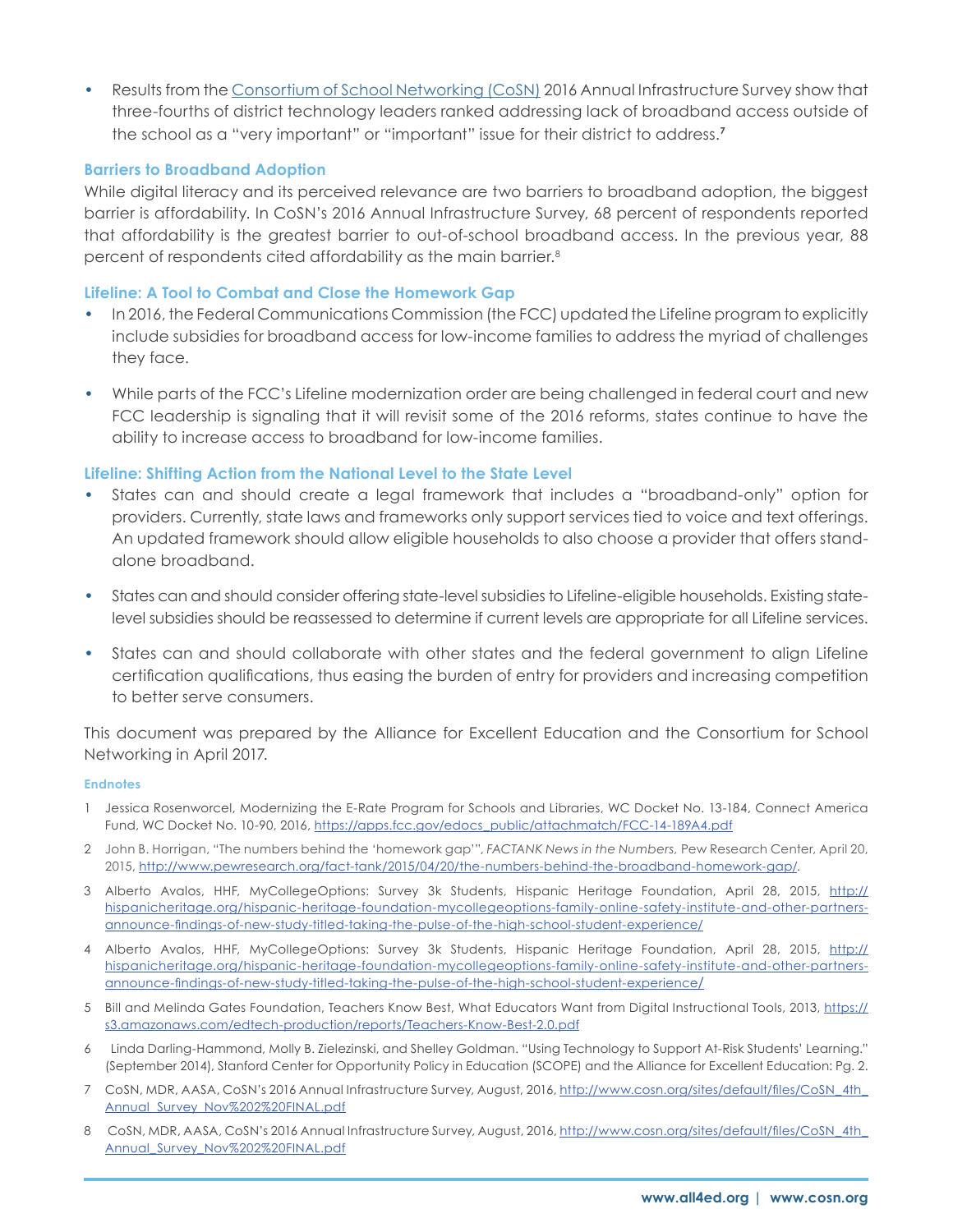- Results from the Consortium of School Networking (CoSN) 2016 Annual Infrastructure Survey show that three-fourths of district technology leaders ranked addressing lack of broadband access outside of the school as a "very important" or "important" issue for their district to address.[7]

### Barriers to Broadband Adoption

While digital literacy and its perceived relevance are two barriers to broadband adoption, the biggest barrier is affordability. In CoSN's 2016 Annual Infrastructure Survey, 68 percent of respondents reported that affordability is the greatest barrier to out-of-school broadband access. In the previous year, 88 percent of respondents cited affordability as the main barrier.[8]

### Lifeline: A Tool to Combat and Close the Homework Gap

- In 2016, the Federal Communications Commission (the FCC) updated the Lifeline program to explicitly include subsidies for broadband access for low-income families to address the myriad of challenges they face.
- While parts of the FCC's Lifeline modernization order are being challenged in federal court and new FCC leadership is signaling that it will revisit some of the 2016 reforms, states continue to have the ability to increase access to broadband for low-income families.

### Lifeline: Shifting Action from the National Level to the State Level

- States can and should create a legal framework that includes a "broadband-only" option for providers. Currently, state laws and frameworks only support services tied to voice and text offerings. An updated framework should allow eligible households to also choose a provider that offers stand-alone broadband.
- States can and should consider offering state-level subsidies to Lifeline-eligible households. Existing state-level subsidies should be reassessed to determine if current levels are appropriate for all Lifeline services.
- States can and should collaborate with other states and the federal government to align Lifeline certification qualifications, thus easing the burden of entry for providers and increasing competition to better serve consumers.

This document was prepared by the Alliance for Excellent Education and the Consortium for School Networking in April 2017.

#### Endnotes

1. Jessica Rosenworcel, Modernizing the E-Rate Program for Schools and Libraries, WC Docket No. 13-184, Connect America Fund, WC Docket No. 10-90, 2016, https://apps.fcc.gov/edocs_public/attachmatch/FCC-14-189A4.pdf
2. John B. Horrigan, "The numbers behind the 'homework gap'", *FACTANK News in the Numbers*, Pew Research Center, April 20, 2015, http://www.pewresearch.org/fact-tank/2015/04/20/the-numbers-behind-the-broadband-homework-gap/.
3. Alberto Avalos, HHF, MyCollegeOptions: Survey 3k Students, Hispanic Heritage Foundation, April 28, 2015, http://hispanicheritage.org/hispanic-heritage-foundation-mycollegeoptions-family-online-safety-institute-and-other-partners-announce-findings-of-new-study-titled-taking-the-pulse-of-the-high-school-student-experience/
4. Alberto Avalos, HHF, MyCollegeOptions: Survey 3k Students, Hispanic Heritage Foundation, April 28, 2015, http://hispanicheritage.org/hispanic-heritage-foundation-mycollegeoptions-family-online-safety-institute-and-other-partners-announce-findings-of-new-study-titled-taking-the-pulse-of-the-high-school-student-experience/
5. Bill and Melinda Gates Foundation, Teachers Know Best, What Educators Want from Digital Instructional Tools, 2013, https://s3.amazonaws.com/edtech-production/reports/Teachers-Know-Best-2.0.pdf
6. Linda Darling-Hammond, Molly B. Zielezinski, and Shelley Goldman. "Using Technology to Support At-Risk Students' Learning." (September 2014), Stanford Center for Opportunity Policy in Education (SCOPE) and the Alliance for Excellent Education: Pg. 2.
7. CoSN, MDR, AASA, CoSN's 2016 Annual Infrastructure Survey, August, 2016, http://www.cosn.org/sites/default/files/CoSN_4th_Annual_Survey_Nov%202%20FINAL.pdf
8. CoSN, MDR, AASA, CoSN's 2016 Annual Infrastructure Survey, August, 2016, http://www.cosn.org/sites/default/files/CoSN_4th_Annual_Survey_Nov%202%20FINAL.pdf